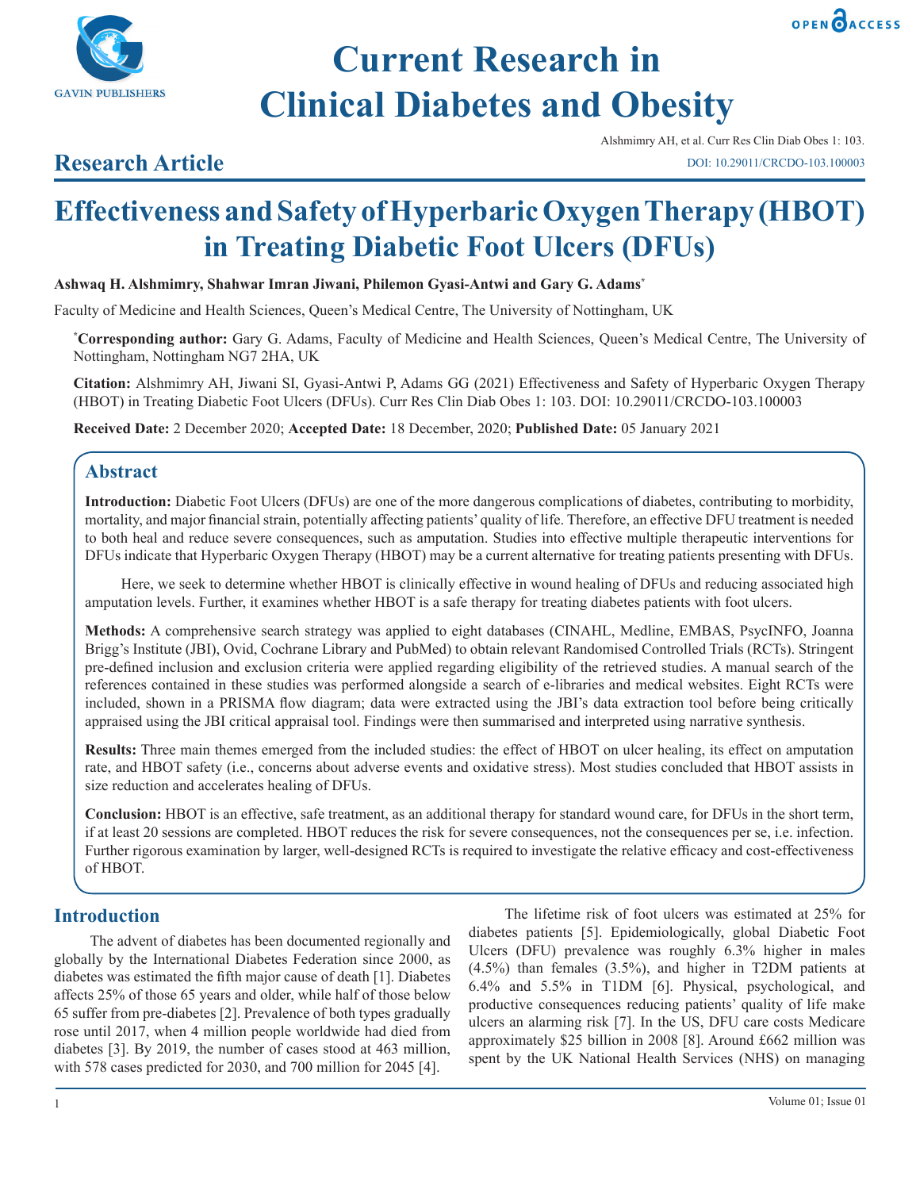# Current Research in Clinical Diabetes and Obesity

Alshmimry AH, et al. Curr Res Clin Diab Obes 1: 103.
DOI: 10.29011/CRCDO-103.100003

## Research Article

# Effectiveness and Safety of Hyperbaric Oxygen Therapy (HBOT) in Treating Diabetic Foot Ulcers (DFUs)

**Ashwaq H. Alshmimry, Shahwar Imran Jiwani, Philemon Gyasi-Antwi and Gary G. Adams***

Faculty of Medicine and Health Sciences, Queen's Medical Centre, The University of Nottingham, UK

***Corresponding author:** Gary G. Adams, Faculty of Medicine and Health Sciences, Queen's Medical Centre, The University of Nottingham, Nottingham NG7 2HA, UK

**Citation:** Alshmimry AH, Jiwani SI, Gyasi-Antwi P, Adams GG (2021) Effectiveness and Safety of Hyperbaric Oxygen Therapy (HBOT) in Treating Diabetic Foot Ulcers (DFUs). Curr Res Clin Diab Obes 1: 103. DOI: 10.29011/CRCDO-103.100003

**Received Date:** 2 December 2020; **Accepted Date:** 18 December, 2020; **Published Date:** 05 January 2021

## Abstract

**Introduction:** Diabetic Foot Ulcers (DFUs) are one of the more dangerous complications of diabetes, contributing to morbidity, mortality, and major financial strain, potentially affecting patients' quality of life. Therefore, an effective DFU treatment is needed to both heal and reduce severe consequences, such as amputation. Studies into effective multiple therapeutic interventions for DFUs indicate that Hyperbaric Oxygen Therapy (HBOT) may be a current alternative for treating patients presenting with DFUs.

Here, we seek to determine whether HBOT is clinically effective in wound healing of DFUs and reducing associated high amputation levels. Further, it examines whether HBOT is a safe therapy for treating diabetes patients with foot ulcers.

**Methods:** A comprehensive search strategy was applied to eight databases (CINAHL, Medline, EMBAS, PsycINFO, Joanna Brigg's Institute (JBI), Ovid, Cochrane Library and PubMed) to obtain relevant Randomised Controlled Trials (RCTs). Stringent pre-defined inclusion and exclusion criteria were applied regarding eligibility of the retrieved studies. A manual search of the references contained in these studies was performed alongside a search of e-libraries and medical websites. Eight RCTs were included, shown in a PRISMA flow diagram; data were extracted using the JBI's data extraction tool before being critically appraised using the JBI critical appraisal tool. Findings were then summarised and interpreted using narrative synthesis.

**Results:** Three main themes emerged from the included studies: the effect of HBOT on ulcer healing, its effect on amputation rate, and HBOT safety (i.e., concerns about adverse events and oxidative stress). Most studies concluded that HBOT assists in size reduction and accelerates healing of DFUs.

**Conclusion:** HBOT is an effective, safe treatment, as an additional therapy for standard wound care, for DFUs in the short term, if at least 20 sessions are completed. HBOT reduces the risk for severe consequences, not the consequences per se, i.e. infection. Further rigorous examination by larger, well-designed RCTs is required to investigate the relative efficacy and cost-effectiveness of HBOT.

## Introduction

The advent of diabetes has been documented regionally and globally by the International Diabetes Federation since 2000, as diabetes was estimated the fifth major cause of death [1]. Diabetes affects 25% of those 65 years and older, while half of those below 65 suffer from pre-diabetes [2]. Prevalence of both types gradually rose until 2017, when 4 million people worldwide had died from diabetes [3]. By 2019, the number of cases stood at 463 million, with 578 cases predicted for 2030, and 700 million for 2045 [4].

The lifetime risk of foot ulcers was estimated at 25% for diabetes patients [5]. Epidemiologically, global Diabetic Foot Ulcers (DFU) prevalence was roughly 6.3% higher in males (4.5%) than females (3.5%), and higher in T2DM patients at 6.4% and 5.5% in T1DM [6]. Physical, psychological, and productive consequences reducing patients' quality of life make ulcers an alarming risk [7]. In the US, DFU care costs Medicare approximately $25 billion in 2008 [8]. Around £662 million was spent by the UK National Health Services (NHS) on managing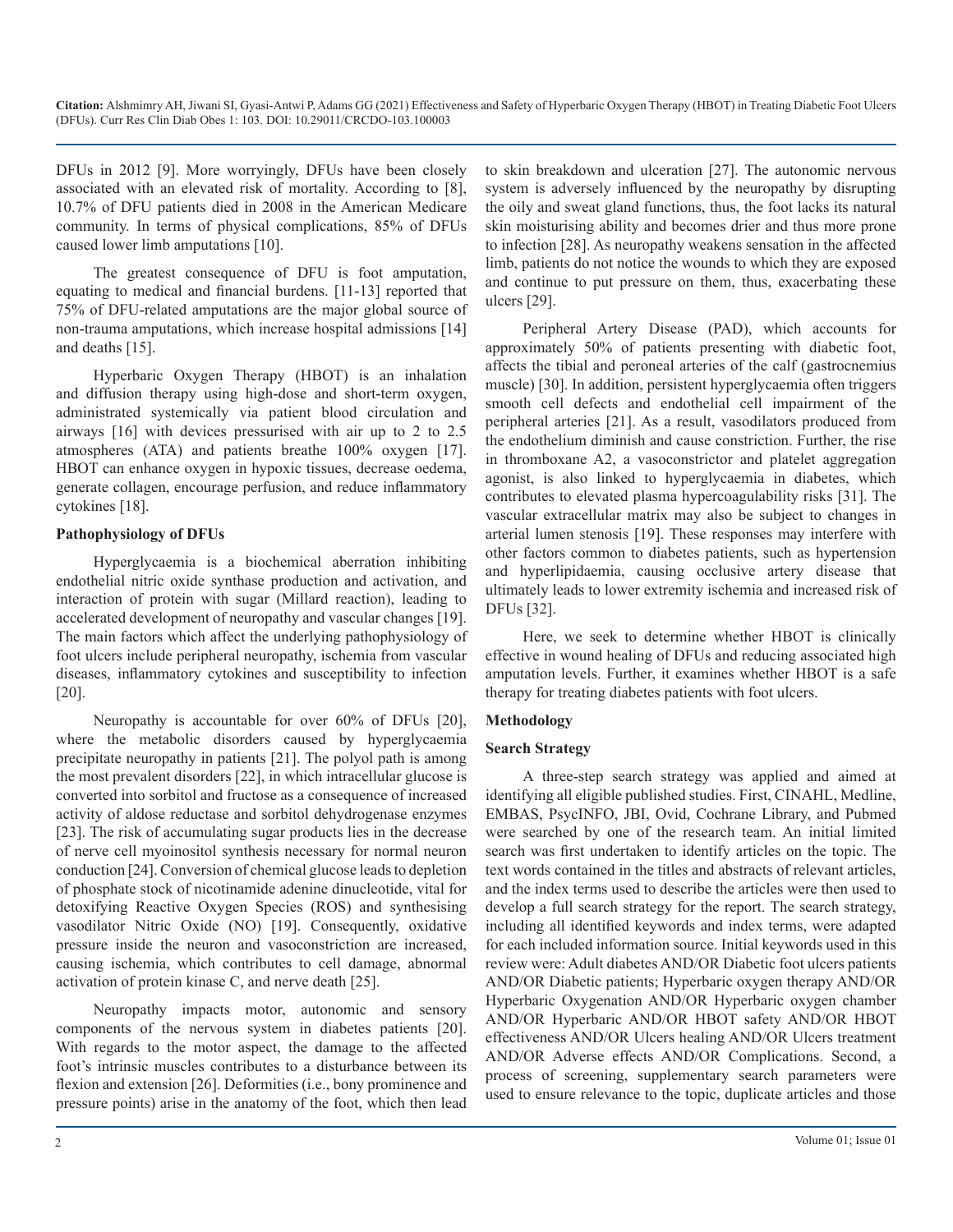DFUs in 2012 [9]. More worryingly, DFUs have been closely associated with an elevated risk of mortality. According to [8], 10.7% of DFU patients died in 2008 in the American Medicare community. In terms of physical complications, 85% of DFUs caused lower limb amputations [10].

The greatest consequence of DFU is foot amputation, equating to medical and financial burdens. [11-13] reported that 75% of DFU-related amputations are the major global source of non-trauma amputations, which increase hospital admissions [14] and deaths [15].

Hyperbaric Oxygen Therapy (HBOT) is an inhalation and diffusion therapy using high-dose and short-term oxygen, administrated systemically via patient blood circulation and airways [16] with devices pressurised with air up to 2 to 2.5 atmospheres (ATA) and patients breathe 100% oxygen [17]. HBOT can enhance oxygen in hypoxic tissues, decrease oedema, generate collagen, encourage perfusion, and reduce inflammatory cytokines [18].

### Pathophysiology of DFUs

Hyperglycaemia is a biochemical aberration inhibiting endothelial nitric oxide synthase production and activation, and interaction of protein with sugar (Millard reaction), leading to accelerated development of neuropathy and vascular changes [19]. The main factors which affect the underlying pathophysiology of foot ulcers include peripheral neuropathy, ischemia from vascular diseases, inflammatory cytokines and susceptibility to infection [20].

Neuropathy is accountable for over 60% of DFUs [20], where the metabolic disorders caused by hyperglycaemia precipitate neuropathy in patients [21]. The polyol path is among the most prevalent disorders [22], in which intracellular glucose is converted into sorbitol and fructose as a consequence of increased activity of aldose reductase and sorbitol dehydrogenase enzymes [23]. The risk of accumulating sugar products lies in the decrease of nerve cell myoinositol synthesis necessary for normal neuron conduction [24]. Conversion of chemical glucose leads to depletion of phosphate stock of nicotinamide adenine dinucleotide, vital for detoxifying Reactive Oxygen Species (ROS) and synthesising vasodilator Nitric Oxide (NO) [19]. Consequently, oxidative pressure inside the neuron and vasoconstriction are increased, causing ischemia, which contributes to cell damage, abnormal activation of protein kinase C, and nerve death [25].

Neuropathy impacts motor, autonomic and sensory components of the nervous system in diabetes patients [20]. With regards to the motor aspect, the damage to the affected foot's intrinsic muscles contributes to a disturbance between its flexion and extension [26]. Deformities (i.e., bony prominence and pressure points) arise in the anatomy of the foot, which then lead to skin breakdown and ulceration [27]. The autonomic nervous system is adversely influenced by the neuropathy by disrupting the oily and sweat gland functions, thus, the foot lacks its natural skin moisturising ability and becomes drier and thus more prone to infection [28]. As neuropathy weakens sensation in the affected limb, patients do not notice the wounds to which they are exposed and continue to put pressure on them, thus, exacerbating these ulcers [29].

Peripheral Artery Disease (PAD), which accounts for approximately 50% of patients presenting with diabetic foot, affects the tibial and peroneal arteries of the calf (gastrocnemius muscle) [30]. In addition, persistent hyperglycaemia often triggers smooth cell defects and endothelial cell impairment of the peripheral arteries [21]. As a result, vasodilators produced from the endothelium diminish and cause constriction. Further, the rise in thromboxane A2, a vasoconstrictor and platelet aggregation agonist, is also linked to hyperglycaemia in diabetes, which contributes to elevated plasma hypercoagulability risks [31]. The vascular extracellular matrix may also be subject to changes in arterial lumen stenosis [19]. These responses may interfere with other factors common to diabetes patients, such as hypertension and hyperlipidaemia, causing occlusive artery disease that ultimately leads to lower extremity ischemia and increased risk of DFUs [32].

Here, we seek to determine whether HBOT is clinically effective in wound healing of DFUs and reducing associated high amputation levels. Further, it examines whether HBOT is a safe therapy for treating diabetes patients with foot ulcers.

## Methodology

### Search Strategy

A three-step search strategy was applied and aimed at identifying all eligible published studies. First, CINAHL, Medline, EMBAS, PsycINFO, JBI, Ovid, Cochrane Library, and Pubmed were searched by one of the research team. An initial limited search was first undertaken to identify articles on the topic. The text words contained in the titles and abstracts of relevant articles, and the index terms used to describe the articles were then used to develop a full search strategy for the report. The search strategy, including all identified keywords and index terms, were adapted for each included information source. Initial keywords used in this review were: Adult diabetes AND/OR Diabetic foot ulcers patients AND/OR Diabetic patients; Hyperbaric oxygen therapy AND/OR Hyperbaric Oxygenation AND/OR Hyperbaric oxygen chamber AND/OR Hyperbaric AND/OR HBOT safety AND/OR HBOT effectiveness AND/OR Ulcers healing AND/OR Ulcers treatment AND/OR Adverse effects AND/OR Complications. Second, a process of screening, supplementary search parameters were used to ensure relevance to the topic, duplicate articles and those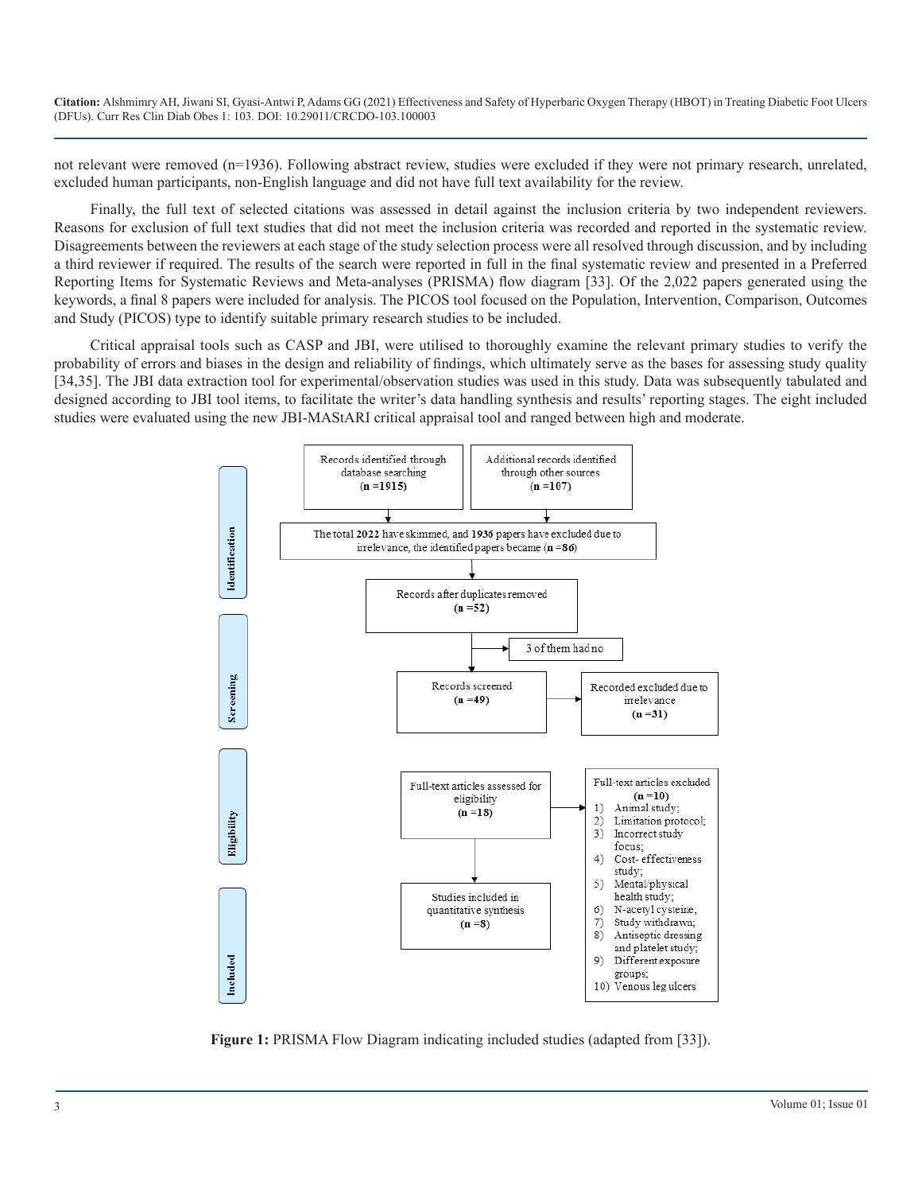not relevant were removed (n=1936). Following abstract review, studies were excluded if they were not primary research, unrelated, excluded human participants, non-English language and did not have full text availability for the review.

Finally, the full text of selected citations was assessed in detail against the inclusion criteria by two independent reviewers. Reasons for exclusion of full text studies that did not meet the inclusion criteria was recorded and reported in the systematic review. Disagreements between the reviewers at each stage of the study selection process were all resolved through discussion, and by including a third reviewer if required. The results of the search were reported in full in the final systematic review and presented in a Preferred Reporting Items for Systematic Reviews and Meta-analyses (PRISMA) flow diagram [33]. Of the 2,022 papers generated using the keywords, a final 8 papers were included for analysis. The PICOS tool focused on the Population, Intervention, Comparison, Outcomes and Study (PICOS) type to identify suitable primary research studies to be included.

Critical appraisal tools such as CASP and JBI, were utilised to thoroughly examine the relevant primary studies to verify the probability of errors and biases in the design and reliability of findings, which ultimately serve as the bases for assessing study quality [34,35]. The JBI data extraction tool for experimental/observation studies was used in this study. Data was subsequently tabulated and designed according to JBI tool items, to facilitate the writer's data handling synthesis and results' reporting stages. The eight included studies were evaluated using the new JBI-MAStARI critical appraisal tool and ranged between high and moderate.

**Identification**

- Records identified through database searching (**n =1915**)
- Additional records identified through other sources (**n =107**)
- The total **2022** have skimmed, and **1936** papers have excluded due to irrelevance, the identified papers became (**n =86**)
- Records after duplicates removed (**n =52**)

**Screening**

- 3 of them had no
- Records screened (**n =49**)
- Recorded excluded due to irrelevance (**n =31**)

**Eligibility**

- Full-text articles assessed for eligibility (**n =18**)
- Full-text articles excluded (**n =10**)
  1) Animal study;
  2) Limitation protocol;
  3) Incorrect study focus;
  4) Cost- effectiveness study;
  5) Mental/physical health study;
  6) N-acetyl cysteine;
  7) Study withdrawn;
  8) Antiseptic dressing and platelet study;
  9) Different exposure groups;
  10) Venous leg ulcers

**Included**

- Studies included in quantitative synthesis (**n =8**)

**Figure 1:** PRISMA Flow Diagram indicating included studies (adapted from [33]).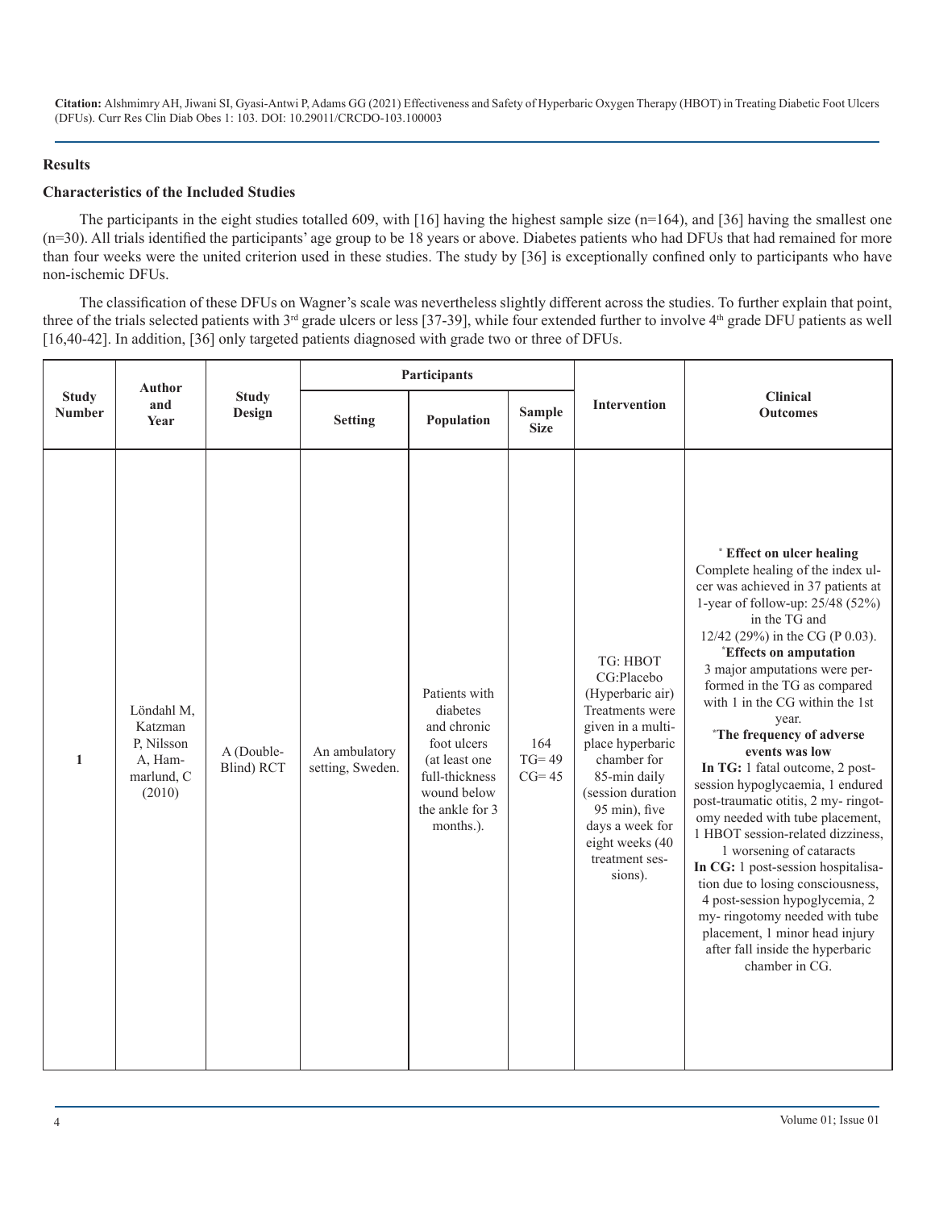## Results

### Characteristics of the Included Studies

The participants in the eight studies totalled 609, with [16] having the highest sample size (n=164), and [36] having the smallest one (n=30). All trials identified the participants' age group to be 18 years or above. Diabetes patients who had DFUs that had remained for more than four weeks were the united criterion used in these studies. The study by [36] is exceptionally confined only to participants who have non-ischemic DFUs.

The classification of these DFUs on Wagner's scale was nevertheless slightly different across the studies. To further explain that point, three of the trials selected patients with 3rd grade ulcers or less [37-39], while four extended further to involve 4th grade DFU patients as well [16,40-42]. In addition, [36] only targeted patients diagnosed with grade two or three of DFUs.

| Study Number | Author and Year | Study Design | Participants | | | Intervention | Clinical Outcomes |
|---|---|---|---|---|---|---|---|
| | | | Setting | Population | Sample Size | | |
| 1 | Löndahl M, Katzman P, Nilsson A, Hammarlund, C (2010) | A (Double-Blind) RCT | An ambulatory setting, Sweden. | Patients with diabetes and chronic foot ulcers (at least one full-thickness wound below the ankle for 3 months.). | 164 TG= 49 CG= 45 | TG: HBOT CG:Placebo (Hyperbaric air) Treatments were given in a multi-place hyperbaric chamber for 85-min daily (session duration 95 min), five days a week for eight weeks (40 treatment sessions). | * **Effect on ulcer healing** Complete healing of the index ulcer was achieved in 37 patients at 1-year of follow-up: 25/48 (52%) in the TG and 12/42 (29%) in the CG (P 0.03). * **Effects on amputation** 3 major amputations were performed in the TG as compared with 1 in the CG within the 1st year. * **The frequency of adverse events was low** **In TG:** 1 fatal outcome, 2 post-session hypoglycaemia, 1 endured post-traumatic otitis, 2 my- ringotomy needed with tube placement, 1 HBOT session-related dizziness, 1 worsening of cataracts **In CG:** 1 post-session hospitalisation due to losing consciousness, 4 post-session hypoglycemia, 2 my- ringotomy needed with tube placement, 1 minor head injury after fall inside the hyperbaric chamber in CG. |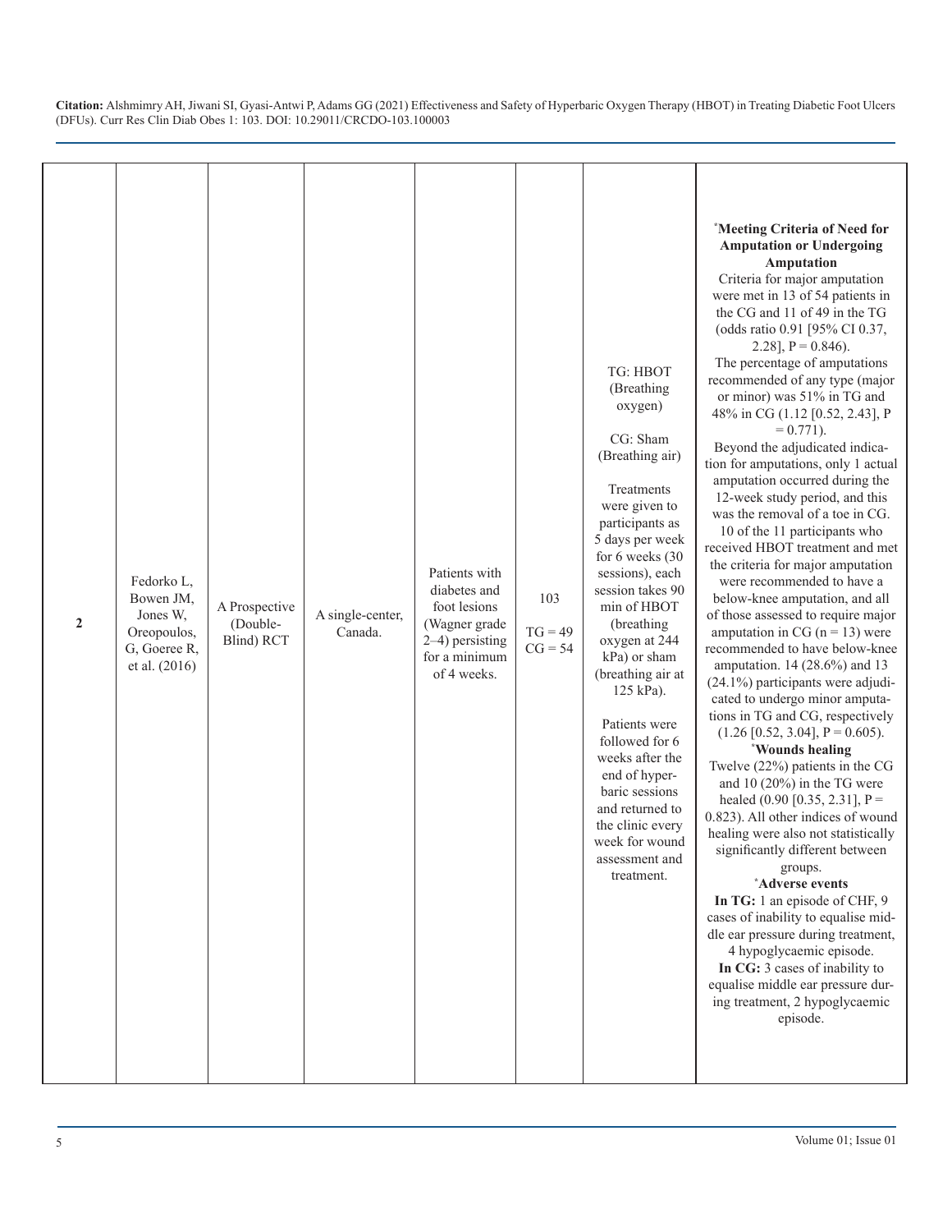| 2 | Fedorko L, Bowen JM, Jones W, Oreopoulos, G, Goeree R, et al. (2016) | A Prospective (Double-Blind) RCT | A single-center, Canada. | Patients with diabetes and foot lesions (Wagner grade 2–4) persisting for a minimum of 4 weeks. | 103<br><br>TG = 49<br>CG = 54 | TG: HBOT (Breathing oxygen)<br><br>CG: Sham (Breathing air)<br><br>Treatments were given to participants as 5 days per week for 6 weeks (30 sessions), each session takes 90 min of HBOT (breathing oxygen at 244 kPa) or sham (breathing air at 125 kPa).<br><br>Patients were followed for 6 weeks after the end of hyperbaric sessions and returned to the clinic every week for wound assessment and treatment. | ***Meeting Criteria of Need for Amputation or Undergoing Amputation**<br>Criteria for major amputation were met in 13 of 54 patients in the CG and 11 of 49 in the TG (odds ratio 0.91 [95% CI 0.37, 2.28], P = 0.846).<br>The percentage of amputations recommended of any type (major or minor) was 51% in TG and 48% in CG (1.12 [0.52, 2.43], P = 0.771).<br>Beyond the adjudicated indication for amputations, only 1 actual amputation occurred during the 12-week study period, and this was the removal of a toe in CG.<br>10 of the 11 participants who received HBOT treatment and met the criteria for major amputation were recommended to have a below-knee amputation, and all of those assessed to require major amputation in CG (n = 13) were recommended to have below-knee amputation. 14 (28.6%) and 13 (24.1%) participants were adjudicated to undergo minor amputations in TG and CG, respectively (1.26 [0.52, 3.04], P = 0.605).<br>***Wounds healing**<br>Twelve (22%) patients in the CG and 10 (20%) in the TG were healed (0.90 [0.35, 2.31], P = 0.823). All other indices of wound healing were also not statistically significantly different between groups.<br>***Adverse events**<br>**In TG:** 1 an episode of CHF, 9 cases of inability to equalise middle ear pressure during treatment, 4 hypoglycaemic episode.<br>**In CG:** 3 cases of inability to equalise middle ear pressure during treatment, 2 hypoglycaemic episode. |
|---|---|---|---|---|---|---|---|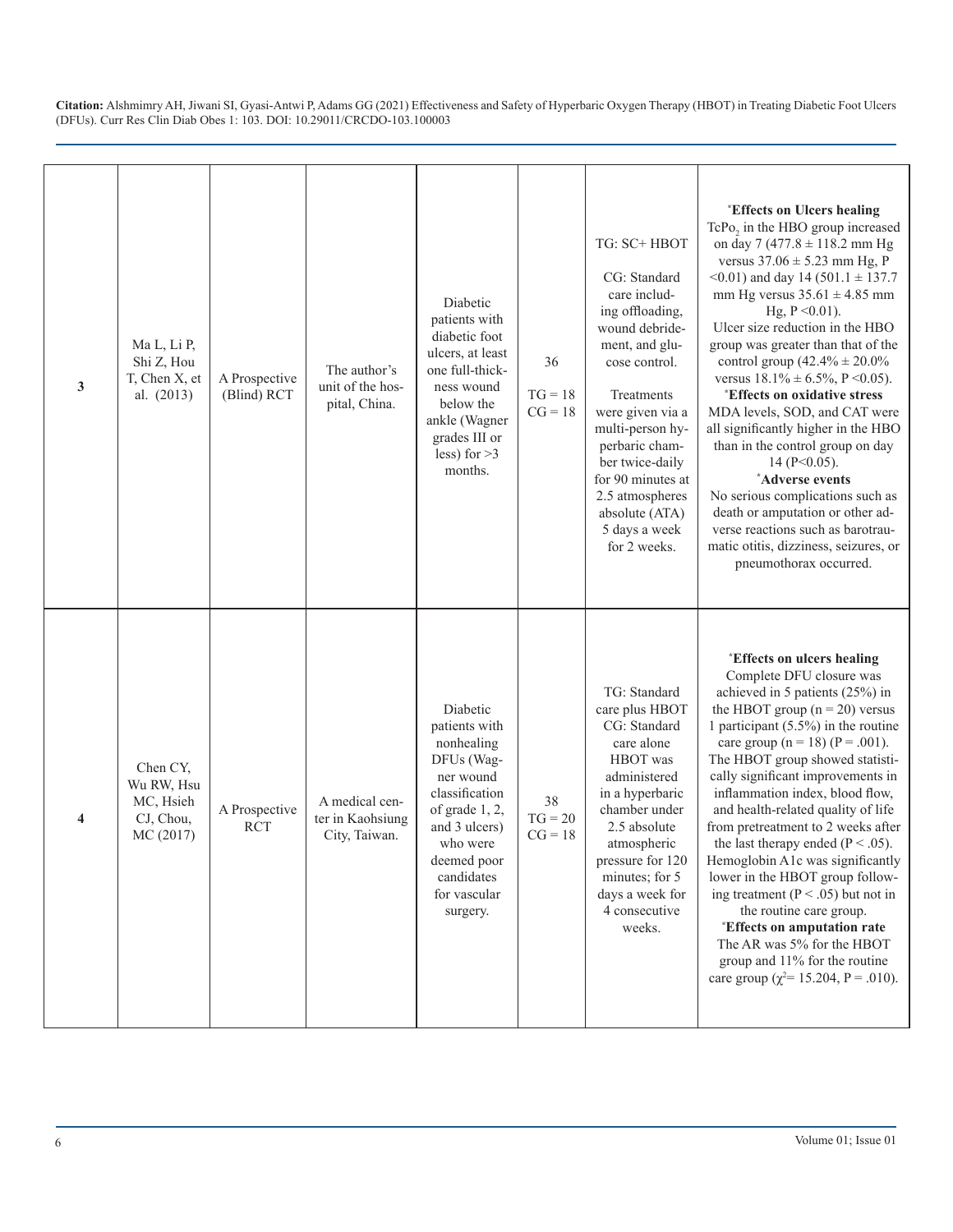| 3 | Ma L, Li P, Shi Z, Hou T, Chen X, et al. (2013) | A Prospective (Blind) RCT | The author's unit of the hospital, China. | Diabetic patients with diabetic foot ulcers, at least one full-thickness wound below the ankle (Wagner grades III or less) for >3 months. | 36<br>TG = 18<br>CG = 18 | TG: SC+ HBOT<br>CG: Standard care including offloading, wound debridement, and glucose control.<br>Treatments were given via a multi-person hyperbaric chamber twice-daily for 90 minutes at 2.5 atmospheres absolute (ATA) 5 days a week for 2 weeks. | ***Effects on Ulcers healing**<br>$TcPo_2$ in the HBO group increased on day 7 (477.8 ± 118.2 mm Hg versus 37.06 ± 5.23 mm Hg, P <0.01) and day 14 (501.1 ± 137.7 mm Hg versus 35.61 ± 4.85 mm Hg, P <0.01).<br>Ulcer size reduction in the HBO group was greater than that of the control group (42.4% ± 20.0% versus 18.1% ± 6.5%, P <0.05).<br>***Effects on oxidative stress**<br>MDA levels, SOD, and CAT were all significantly higher in the HBO than in the control group on day 14 (P<0.05).<br>***Adverse events**<br>No serious complications such as death or amputation or other adverse reactions such as barotraumatic otitis, dizziness, seizures, or pneumothorax occurred. |
|---|---|---|---|---|---|---|---|
| 4 | Chen CY, Wu RW, Hsu MC, Hsieh CJ, Chou, MC (2017) | A Prospective RCT | A medical center in Kaohsiung City, Taiwan. | Diabetic patients with nonhealing DFUs (Wagner wound classification of grade 1, 2, and 3 ulcers) who were deemed poor candidates for vascular surgery. | 38<br>TG = 20<br>CG = 18 | TG: Standard care plus HBOT<br>CG: Standard care alone<br>HBOT was administered in a hyperbaric chamber under 2.5 absolute atmospheric pressure for 120 minutes; for 5 days a week for 4 consecutive weeks. | ***Effects on ulcers healing**<br>Complete DFU closure was achieved in 5 patients (25%) in the HBOT group (n = 20) versus 1 participant (5.5%) in the routine care group (n = 18) (P = .001).<br>The HBOT group showed statistically significant improvements in inflammation index, blood flow, and health-related quality of life from pretreatment to 2 weeks after the last therapy ended (P < .05).<br>Hemoglobin A1c was significantly lower in the HBOT group following treatment (P < .05) but not in the routine care group.<br>***Effects on amputation rate**<br>The AR was 5% for the HBOT group and 11% for the routine care group ($\chi^2$= 15.204, P = .010). |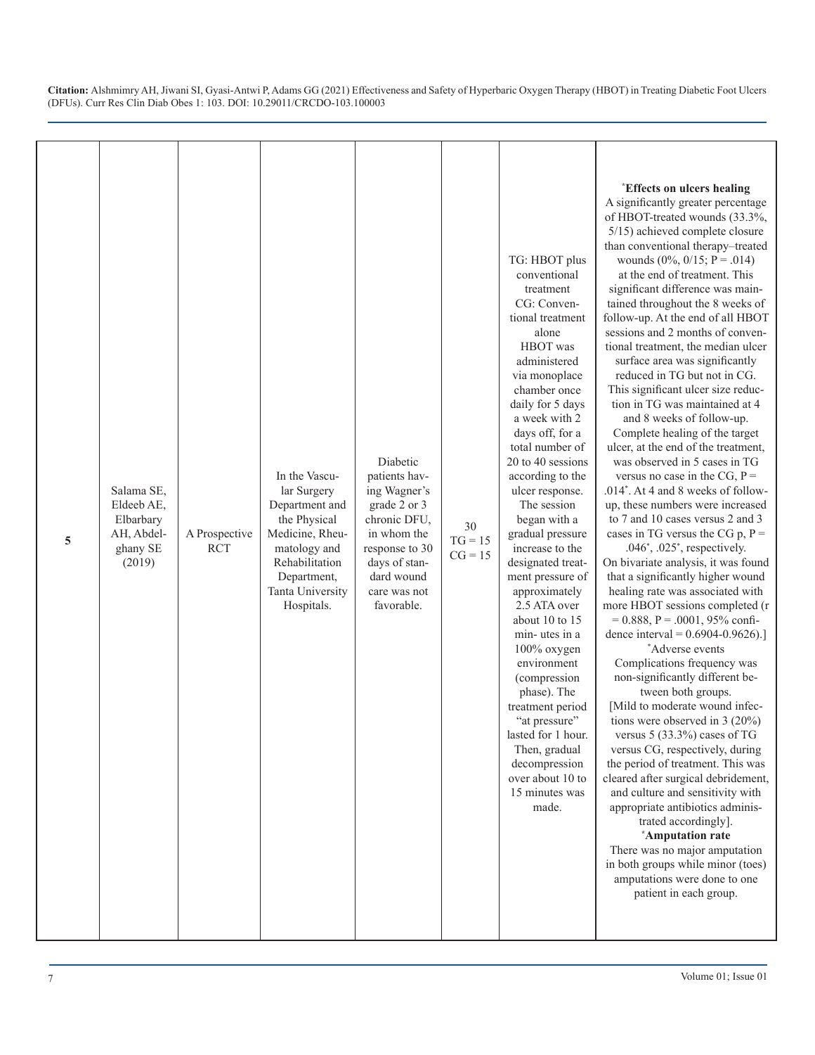| 5 | Salama SE, Eldeeb AE, Elbarbary AH, Abdelghany SE (2019) | A Prospective RCT | In the Vascular Surgery Department and the Physical Medicine, Rheumatology and Rehabilitation Department, Tanta University Hospitals. | Diabetic patients having Wagner's grade 2 or 3 chronic DFU, in whom the response to 30 days of standard wound care was not favorable. | 30 TG = 15 CG = 15 | TG: HBOT plus conventional treatment CG: Conventional treatment alone HBOT was administered via monoplace chamber once daily for 5 days a week with 2 days off, for a total number of 20 to 40 sessions according to the ulcer response. The session began with a gradual pressure increase to the designated treatment pressure of approximately 2.5 ATA over about 10 to 15 min- utes in a 100% oxygen environment (compression phase). The treatment period "at pressure" lasted for 1 hour. Then, gradual decompression over about 10 to 15 minutes was made. | *Effects on ulcers healing A significantly greater percentage of HBOT-treated wounds (33.3%, 5/15) achieved complete closure than conventional therapy–treated wounds (0%, 0/15; P = .014) at the end of treatment. This significant difference was maintained throughout the 8 weeks of follow-up. At the end of all HBOT sessions and 2 months of conventional treatment, the median ulcer surface area was significantly reduced in TG but not in CG. This significant ulcer size reduction in TG was maintained at 4 and 8 weeks of follow-up. Complete healing of the target ulcer, at the end of the treatment, was observed in 5 cases in TG versus no case in the CG, P = .014*. At 4 and 8 weeks of follow-up, these numbers were increased to 7 and 10 cases versus 2 and 3 cases in TG versus the CG p, P = .046*, .025*, respectively. On bivariate analysis, it was found that a significantly higher wound healing rate was associated with more HBOT sessions completed (r = 0.888, P = .0001, 95% confidence interval = 0.6904-0.9626).] *Adverse events Complications frequency was non-significantly different between both groups. [Mild to moderate wound infections were observed in 3 (20%) versus 5 (33.3%) cases of TG versus CG, respectively, during the period of treatment. This was cleared after surgical debridement, and culture and sensitivity with appropriate antibiotics administrated accordingly]. *Amputation rate There was no major amputation in both groups while minor (toes) amputations were done to one patient in each group. |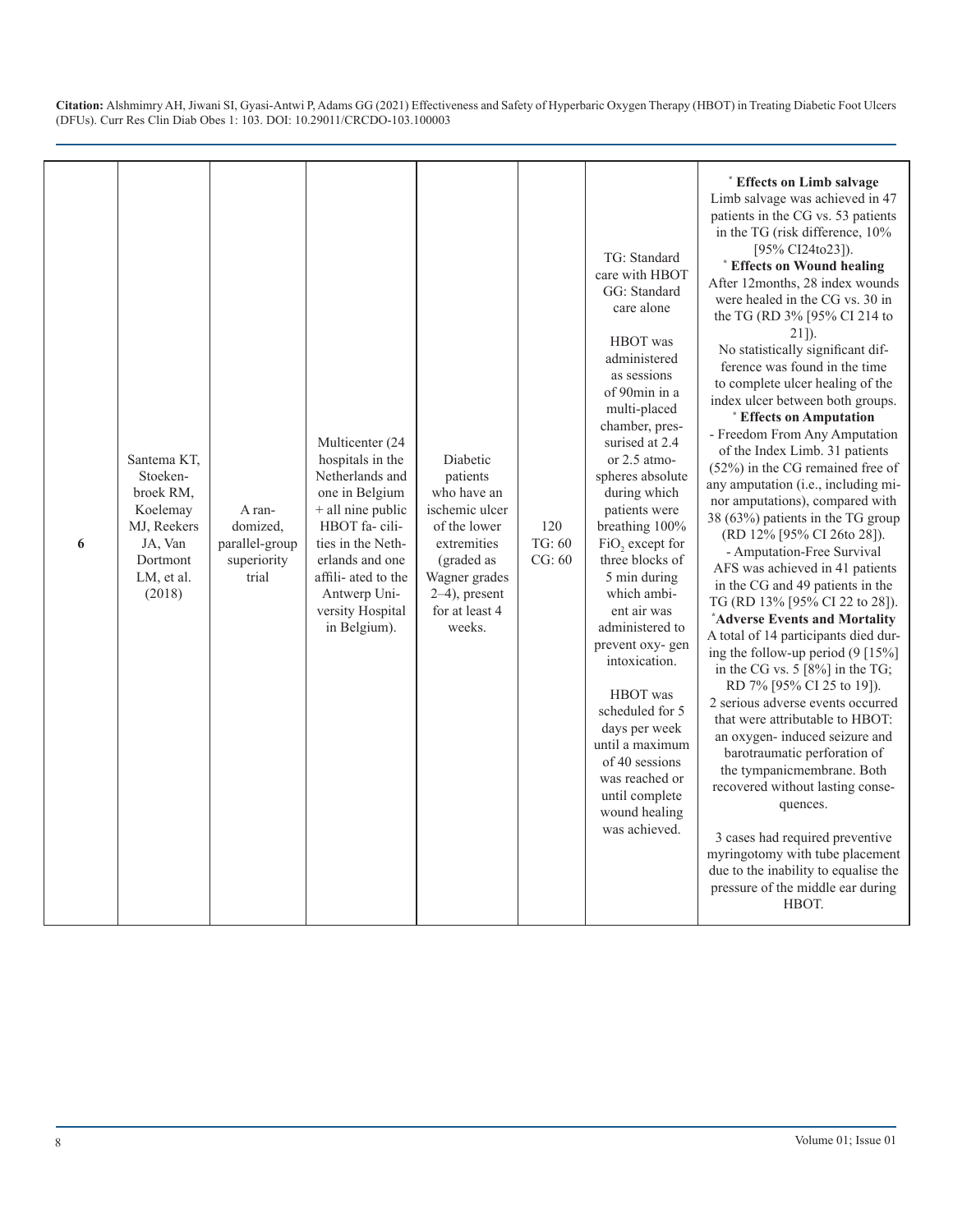Citation: Alshmimry AH, Jiwani SI, Gyasi-Antwi P, Adams GG (2021) Effectiveness and Safety of Hyperbaric Oxygen Therapy (HBOT) in Treating Diabetic Foot Ulcers (DFUs). Curr Res Clin Diab Obes 1: 103. DOI: 10.29011/CRCDO-103.100003

| | | | | | | | |
|---|---|---|---|---|---|---|---|
| **6** | Santema KT, Stoekenbroek RM, Koelemay MJ, Reekers JA, Van Dortmont LM, et al. (2018) | A randomized, parallel-group superiority trial | Multicenter (24 hospitals in the Netherlands and one in Belgium + all nine public HBOT facilities in the Netherlands and one affiliated to the Antwerp University Hospital in Belgium). | Diabetic patients who have an ischemic ulcer of the lower extremities (graded as Wagner grades 2–4), present for at least 4 weeks. | 120 TG: 60 CG: 60 | TG: Standard care with HBOT GG: Standard care alone<br><br>HBOT was administered as sessions of 90min in a multi-placed chamber, pressurised at 2.4 or 2.5 atmospheres absolute during which patients were breathing 100% $FiO_2$ except for three blocks of 5 min during which ambient air was administered to prevent oxygen intoxication.<br><br>HBOT was scheduled for 5 days per week until a maximum of 40 sessions was reached or until complete wound healing was achieved. | * **Effects on Limb salvage**<br>Limb salvage was achieved in 47 patients in the CG vs. 53 patients in the TG (risk difference, 10% [95% CI24to23]).<br>* **Effects on Wound healing**<br>After 12months, 28 index wounds were healed in the CG vs. 30 in the TG (RD 3% [95% CI 214 to 21]).<br>No statistically significant difference was found in the time to complete ulcer healing of the index ulcer between both groups.<br>* **Effects on Amputation**<br>- Freedom From Any Amputation of the Index Limb. 31 patients (52%) in the CG remained free of any amputation (i.e., including minor amputations), compared with 38 (63%) patients in the TG group (RD 12% [95% CI 26to 28]).<br>- Amputation-Free Survival<br>AFS was achieved in 41 patients in the CG and 49 patients in the TG (RD 13% [95% CI 22 to 28]).<br>* **Adverse Events and Mortality**<br>A total of 14 participants died during the follow-up period (9 [15%] in the CG vs. 5 [8%] in the TG; RD 7% [95% CI 25 to 19]).<br>2 serious adverse events occurred that were attributable to HBOT: an oxygen- induced seizure and barotraumatic perforation of the tympanicmembrane. Both recovered without lasting consequences.<br><br>3 cases had required preventive myringotomy with tube placement due to the inability to equalise the pressure of the middle ear during HBOT. |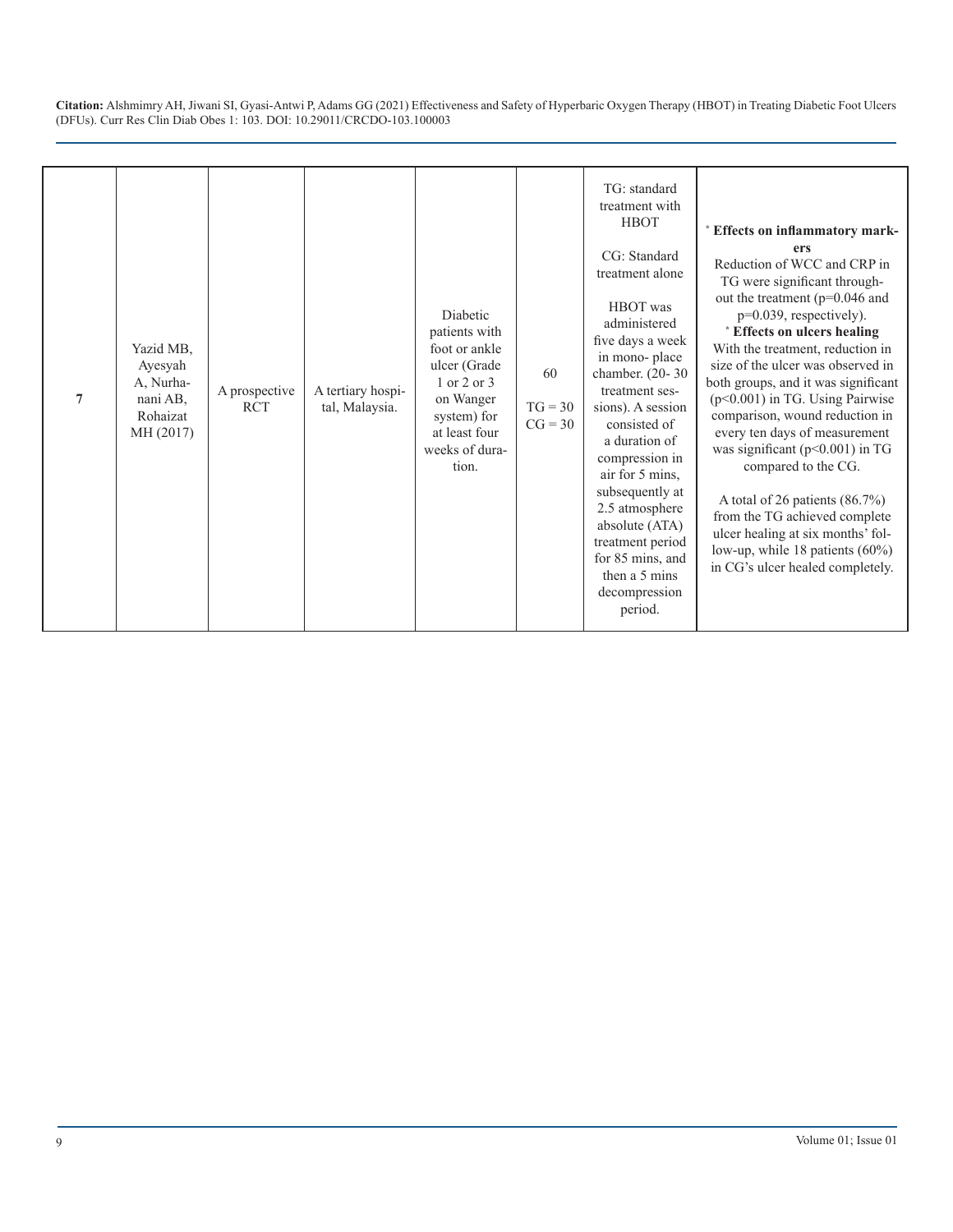| 7 | Yazid MB, Ayesyah A, Nurhanani AB, Rohaizat MH (2017) | A prospective RCT | A tertiary hospital, Malaysia. | Diabetic patients with foot or ankle ulcer (Grade 1 or 2 or 3 on Wanger system) for at least four weeks of duration. | 60<br>TG = 30<br>CG = 30 | TG: standard treatment with HBOT<br><br>CG: Standard treatment alone<br><br>HBOT was administered five days a week in mono- place chamber. (20- 30 treatment sessions). A session consisted of a duration of compression in air for 5 mins, subsequently at 2.5 atmosphere absolute (ATA) treatment period for 85 mins, and then a 5 mins decompression period. | * **Effects on inflammatory markers**<br>Reduction of WCC and CRP in TG were significant throughout the treatment (p=0.046 and p=0.039, respectively).<br>* **Effects on ulcers healing**<br>With the treatment, reduction in size of the ulcer was observed in both groups, and it was significant (p<0.001) in TG. Using Pairwise comparison, wound reduction in every ten days of measurement was significant (p<0.001) in TG compared to the CG.<br><br>A total of 26 patients (86.7%) from the TG achieved complete ulcer healing at six months' follow-up, while 18 patients (60%) in CG's ulcer healed completely. |
|---|---|---|---|---|---|---|---|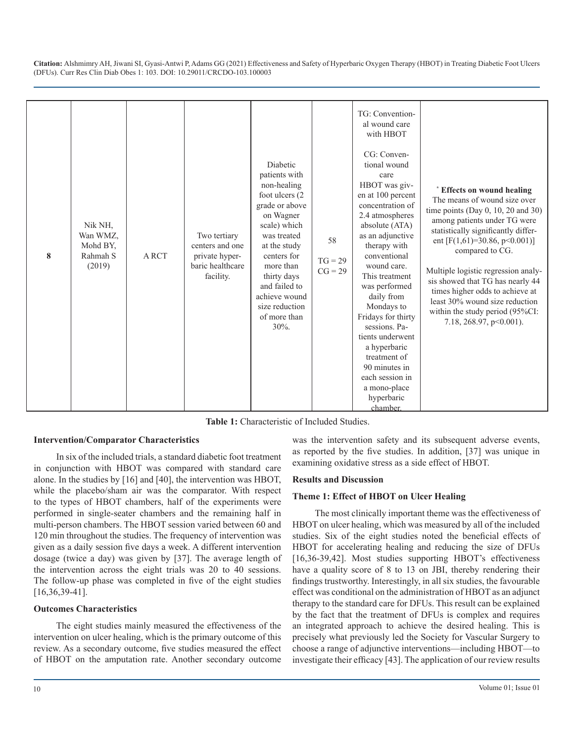| 8 | Nik NH, Wan WMZ, Mohd BY, Rahmah S (2019) | A RCT | Two tertiary centers and one private hyperbaric healthcare facility. | Diabetic patients with non-healing foot ulcers (2 grade or above on Wagner scale) which was treated at the study centers for more than thirty days and failed to achieve wound size reduction of more than 30%. | 58<br>TG = 29<br>CG = 29 | TG: Conventional wound care with HBOT<br><br>CG: Conventional wound care<br>HBOT was given at 100 percent concentration of 2.4 atmospheres absolute (ATA) as an adjunctive therapy with conventional wound care. This treatment was performed daily from Mondays to Fridays for thirty sessions. Patients underwent a hyperbaric treatment of 90 minutes in each session in a mono-place hyperbaric chamber. | * **Effects on wound healing**<br>The means of wound size over time points (Day 0, 10, 20 and 30) among patients under TG were statistically significantly different [$F(1,61)=30.86$, $p<0.001$)] compared to CG.<br><br>Multiple logistic regression analysis showed that TG has nearly 44 times higher odds to achieve at least 30% wound size reduction within the study period (95%CI: 7.18, 268.97, $p<0.001$). |
|---|---|---|---|---|---|---|---|

**Table 1:** Characteristic of Included Studies.

**Intervention/Comparator Characteristics**

In six of the included trials, a standard diabetic foot treatment in conjunction with HBOT was compared with standard care alone. In the studies by [16] and [40], the intervention was HBOT, while the placebo/sham air was the comparator. With respect to the types of HBOT chambers, half of the experiments were performed in single-seater chambers and the remaining half in multi-person chambers. The HBOT session varied between 60 and 120 min throughout the studies. The frequency of intervention was given as a daily session five days a week. A different intervention dosage (twice a day) was given by [37]. The average length of the intervention across the eight trials was 20 to 40 sessions. The follow-up phase was completed in five of the eight studies [16,36,39-41].

**Outcomes Characteristics**

The eight studies mainly measured the effectiveness of the intervention on ulcer healing, which is the primary outcome of this review. As a secondary outcome, five studies measured the effect of HBOT on the amputation rate. Another secondary outcome was the intervention safety and its subsequent adverse events, as reported by the five studies. In addition, [37] was unique in examining oxidative stress as a side effect of HBOT.

**Results and Discussion**

**Theme 1: Effect of HBOT on Ulcer Healing**

The most clinically important theme was the effectiveness of HBOT on ulcer healing, which was measured by all of the included studies. Six of the eight studies noted the beneficial effects of HBOT for accelerating healing and reducing the size of DFUs [16,36-39,42]. Most studies supporting HBOT's effectiveness have a quality score of 8 to 13 on JBI, thereby rendering their findings trustworthy. Interestingly, in all six studies, the favourable effect was conditional on the administration of HBOT as an adjunct therapy to the standard care for DFUs. This result can be explained by the fact that the treatment of DFUs is complex and requires an integrated approach to achieve the desired healing. This is precisely what previously led the Society for Vascular Surgery to choose a range of adjunctive interventions—including HBOT—to investigate their efficacy [43]. The application of our review results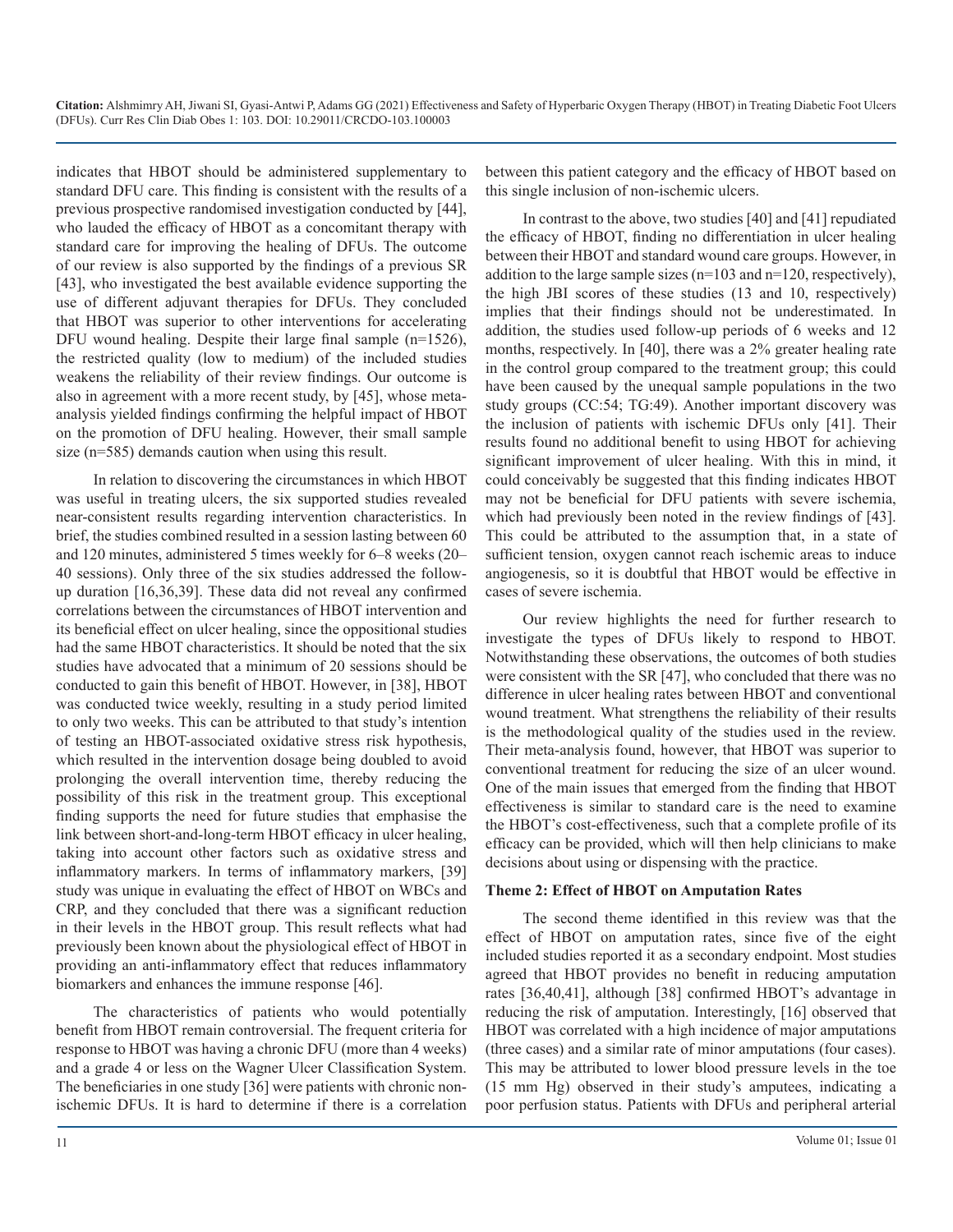indicates that HBOT should be administered supplementary to standard DFU care. This finding is consistent with the results of a previous prospective randomised investigation conducted by [44], who lauded the efficacy of HBOT as a concomitant therapy with standard care for improving the healing of DFUs. The outcome of our review is also supported by the findings of a previous SR [43], who investigated the best available evidence supporting the use of different adjuvant therapies for DFUs. They concluded that HBOT was superior to other interventions for accelerating DFU wound healing. Despite their large final sample (n=1526), the restricted quality (low to medium) of the included studies weakens the reliability of their review findings. Our outcome is also in agreement with a more recent study, by [45], whose meta-analysis yielded findings confirming the helpful impact of HBOT on the promotion of DFU healing. However, their small sample size (n=585) demands caution when using this result.

In relation to discovering the circumstances in which HBOT was useful in treating ulcers, the six supported studies revealed near-consistent results regarding intervention characteristics. In brief, the studies combined resulted in a session lasting between 60 and 120 minutes, administered 5 times weekly for 6–8 weeks (20–40 sessions). Only three of the six studies addressed the follow-up duration [16,36,39]. These data did not reveal any confirmed correlations between the circumstances of HBOT intervention and its beneficial effect on ulcer healing, since the oppositional studies had the same HBOT characteristics. It should be noted that the six studies have advocated that a minimum of 20 sessions should be conducted to gain this benefit of HBOT. However, in [38], HBOT was conducted twice weekly, resulting in a study period limited to only two weeks. This can be attributed to that study's intention of testing an HBOT-associated oxidative stress risk hypothesis, which resulted in the intervention dosage being doubled to avoid prolonging the overall intervention time, thereby reducing the possibility of this risk in the treatment group. This exceptional finding supports the need for future studies that emphasise the link between short-and-long-term HBOT efficacy in ulcer healing, taking into account other factors such as oxidative stress and inflammatory markers. In terms of inflammatory markers, [39] study was unique in evaluating the effect of HBOT on WBCs and CRP, and they concluded that there was a significant reduction in their levels in the HBOT group. This result reflects what had previously been known about the physiological effect of HBOT in providing an anti-inflammatory effect that reduces inflammatory biomarkers and enhances the immune response [46].

The characteristics of patients who would potentially benefit from HBOT remain controversial. The frequent criteria for response to HBOT was having a chronic DFU (more than 4 weeks) and a grade 4 or less on the Wagner Ulcer Classification System. The beneficiaries in one study [36] were patients with chronic non-ischemic DFUs. It is hard to determine if there is a correlation between this patient category and the efficacy of HBOT based on this single inclusion of non-ischemic ulcers.

In contrast to the above, two studies [40] and [41] repudiated the efficacy of HBOT, finding no differentiation in ulcer healing between their HBOT and standard wound care groups. However, in addition to the large sample sizes (n=103 and n=120, respectively), the high JBI scores of these studies (13 and 10, respectively) implies that their findings should not be underestimated. In addition, the studies used follow-up periods of 6 weeks and 12 months, respectively. In [40], there was a 2% greater healing rate in the control group compared to the treatment group; this could have been caused by the unequal sample populations in the two study groups (CC:54; TG:49). Another important discovery was the inclusion of patients with ischemic DFUs only [41]. Their results found no additional benefit to using HBOT for achieving significant improvement of ulcer healing. With this in mind, it could conceivably be suggested that this finding indicates HBOT may not be beneficial for DFU patients with severe ischemia, which had previously been noted in the review findings of [43]. This could be attributed to the assumption that, in a state of sufficient tension, oxygen cannot reach ischemic areas to induce angiogenesis, so it is doubtful that HBOT would be effective in cases of severe ischemia.

Our review highlights the need for further research to investigate the types of DFUs likely to respond to HBOT. Notwithstanding these observations, the outcomes of both studies were consistent with the SR [47], who concluded that there was no difference in ulcer healing rates between HBOT and conventional wound treatment. What strengthens the reliability of their results is the methodological quality of the studies used in the review. Their meta-analysis found, however, that HBOT was superior to conventional treatment for reducing the size of an ulcer wound. One of the main issues that emerged from the finding that HBOT effectiveness is similar to standard care is the need to examine the HBOT's cost-effectiveness, such that a complete profile of its efficacy can be provided, which will then help clinicians to make decisions about using or dispensing with the practice.

**Theme 2: Effect of HBOT on Amputation Rates**

The second theme identified in this review was that the effect of HBOT on amputation rates, since five of the eight included studies reported it as a secondary endpoint. Most studies agreed that HBOT provides no benefit in reducing amputation rates [36,40,41], although [38] confirmed HBOT's advantage in reducing the risk of amputation. Interestingly, [16] observed that HBOT was correlated with a high incidence of major amputations (three cases) and a similar rate of minor amputations (four cases). This may be attributed to lower blood pressure levels in the toe (15 mm Hg) observed in their study's amputees, indicating a poor perfusion status. Patients with DFUs and peripheral arterial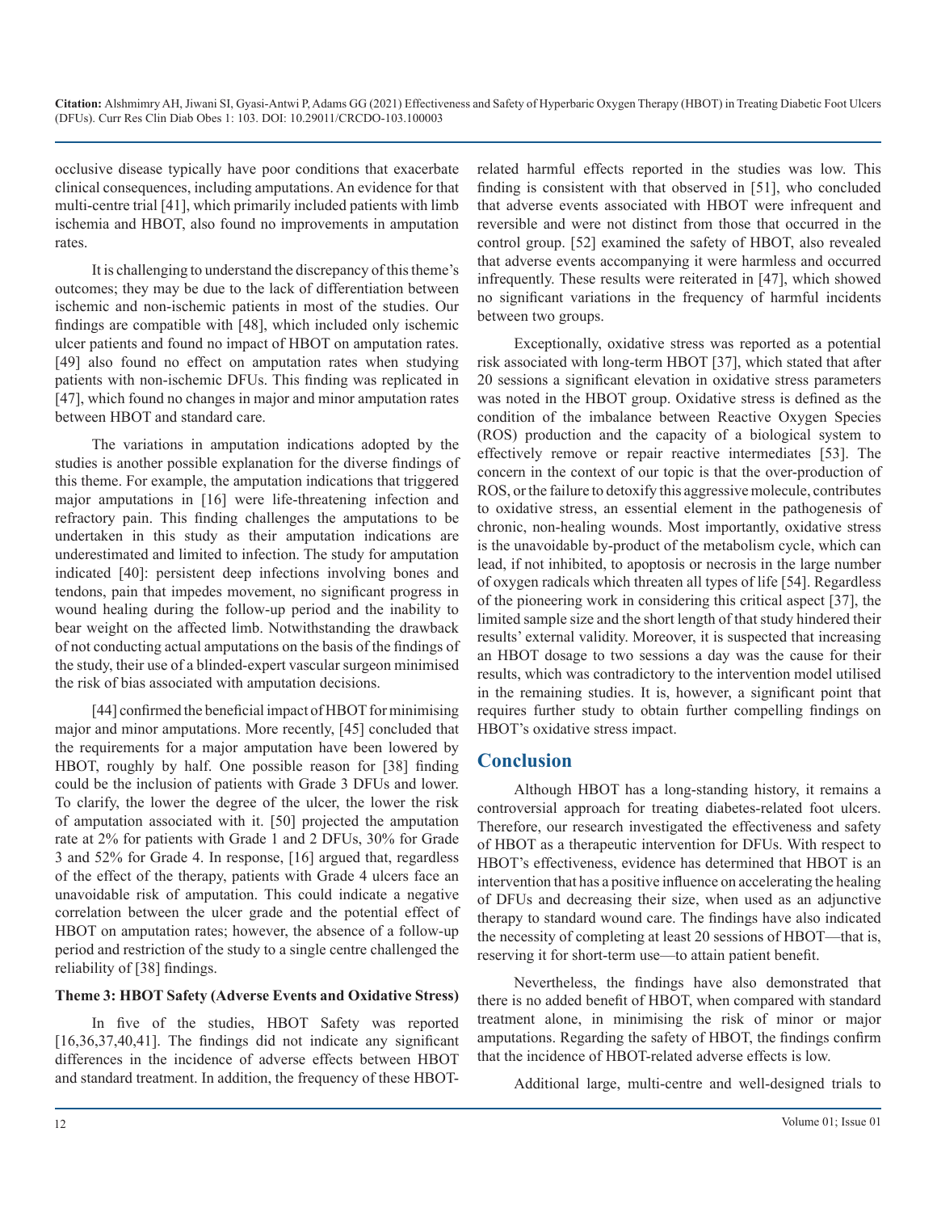occlusive disease typically have poor conditions that exacerbate clinical consequences, including amputations. An evidence for that multi-centre trial [41], which primarily included patients with limb ischemia and HBOT, also found no improvements in amputation rates.

It is challenging to understand the discrepancy of this theme's outcomes; they may be due to the lack of differentiation between ischemic and non-ischemic patients in most of the studies. Our findings are compatible with [48], which included only ischemic ulcer patients and found no impact of HBOT on amputation rates. [49] also found no effect on amputation rates when studying patients with non-ischemic DFUs. This finding was replicated in [47], which found no changes in major and minor amputation rates between HBOT and standard care.

The variations in amputation indications adopted by the studies is another possible explanation for the diverse findings of this theme. For example, the amputation indications that triggered major amputations in [16] were life-threatening infection and refractory pain. This finding challenges the amputations to be undertaken in this study as their amputation indications are underestimated and limited to infection. The study for amputation indicated [40]: persistent deep infections involving bones and tendons, pain that impedes movement, no significant progress in wound healing during the follow-up period and the inability to bear weight on the affected limb. Notwithstanding the drawback of not conducting actual amputations on the basis of the findings of the study, their use of a blinded-expert vascular surgeon minimised the risk of bias associated with amputation decisions.

[44] confirmed the beneficial impact of HBOT for minimising major and minor amputations. More recently, [45] concluded that the requirements for a major amputation have been lowered by HBOT, roughly by half. One possible reason for [38] finding could be the inclusion of patients with Grade 3 DFUs and lower. To clarify, the lower the degree of the ulcer, the lower the risk of amputation associated with it. [50] projected the amputation rate at 2% for patients with Grade 1 and 2 DFUs, 30% for Grade 3 and 52% for Grade 4. In response, [16] argued that, regardless of the effect of the therapy, patients with Grade 4 ulcers face an unavoidable risk of amputation. This could indicate a negative correlation between the ulcer grade and the potential effect of HBOT on amputation rates; however, the absence of a follow-up period and restriction of the study to a single centre challenged the reliability of [38] findings.

**Theme 3: HBOT Safety (Adverse Events and Oxidative Stress)**

In five of the studies, HBOT Safety was reported [16,36,37,40,41]. The findings did not indicate any significant differences in the incidence of adverse effects between HBOT and standard treatment. In addition, the frequency of these HBOT-related harmful effects reported in the studies was low. This finding is consistent with that observed in [51], who concluded that adverse events associated with HBOT were infrequent and reversible and were not distinct from those that occurred in the control group. [52] examined the safety of HBOT, also revealed that adverse events accompanying it were harmless and occurred infrequently. These results were reiterated in [47], which showed no significant variations in the frequency of harmful incidents between two groups.

Exceptionally, oxidative stress was reported as a potential risk associated with long-term HBOT [37], which stated that after 20 sessions a significant elevation in oxidative stress parameters was noted in the HBOT group. Oxidative stress is defined as the condition of the imbalance between Reactive Oxygen Species (ROS) production and the capacity of a biological system to effectively remove or repair reactive intermediates [53]. The concern in the context of our topic is that the over-production of ROS, or the failure to detoxify this aggressive molecule, contributes to oxidative stress, an essential element in the pathogenesis of chronic, non-healing wounds. Most importantly, oxidative stress is the unavoidable by-product of the metabolism cycle, which can lead, if not inhibited, to apoptosis or necrosis in the large number of oxygen radicals which threaten all types of life [54]. Regardless of the pioneering work in considering this critical aspect [37], the limited sample size and the short length of that study hindered their results' external validity. Moreover, it is suspected that increasing an HBOT dosage to two sessions a day was the cause for their results, which was contradictory to the intervention model utilised in the remaining studies. It is, however, a significant point that requires further study to obtain further compelling findings on HBOT's oxidative stress impact.

## Conclusion

Although HBOT has a long-standing history, it remains a controversial approach for treating diabetes-related foot ulcers. Therefore, our research investigated the effectiveness and safety of HBOT as a therapeutic intervention for DFUs. With respect to HBOT's effectiveness, evidence has determined that HBOT is an intervention that has a positive influence on accelerating the healing of DFUs and decreasing their size, when used as an adjunctive therapy to standard wound care. The findings have also indicated the necessity of completing at least 20 sessions of HBOT—that is, reserving it for short-term use—to attain patient benefit.

Nevertheless, the findings have also demonstrated that there is no added benefit of HBOT, when compared with standard treatment alone, in minimising the risk of minor or major amputations. Regarding the safety of HBOT, the findings confirm that the incidence of HBOT-related adverse effects is low.

Additional large, multi-centre and well-designed trials to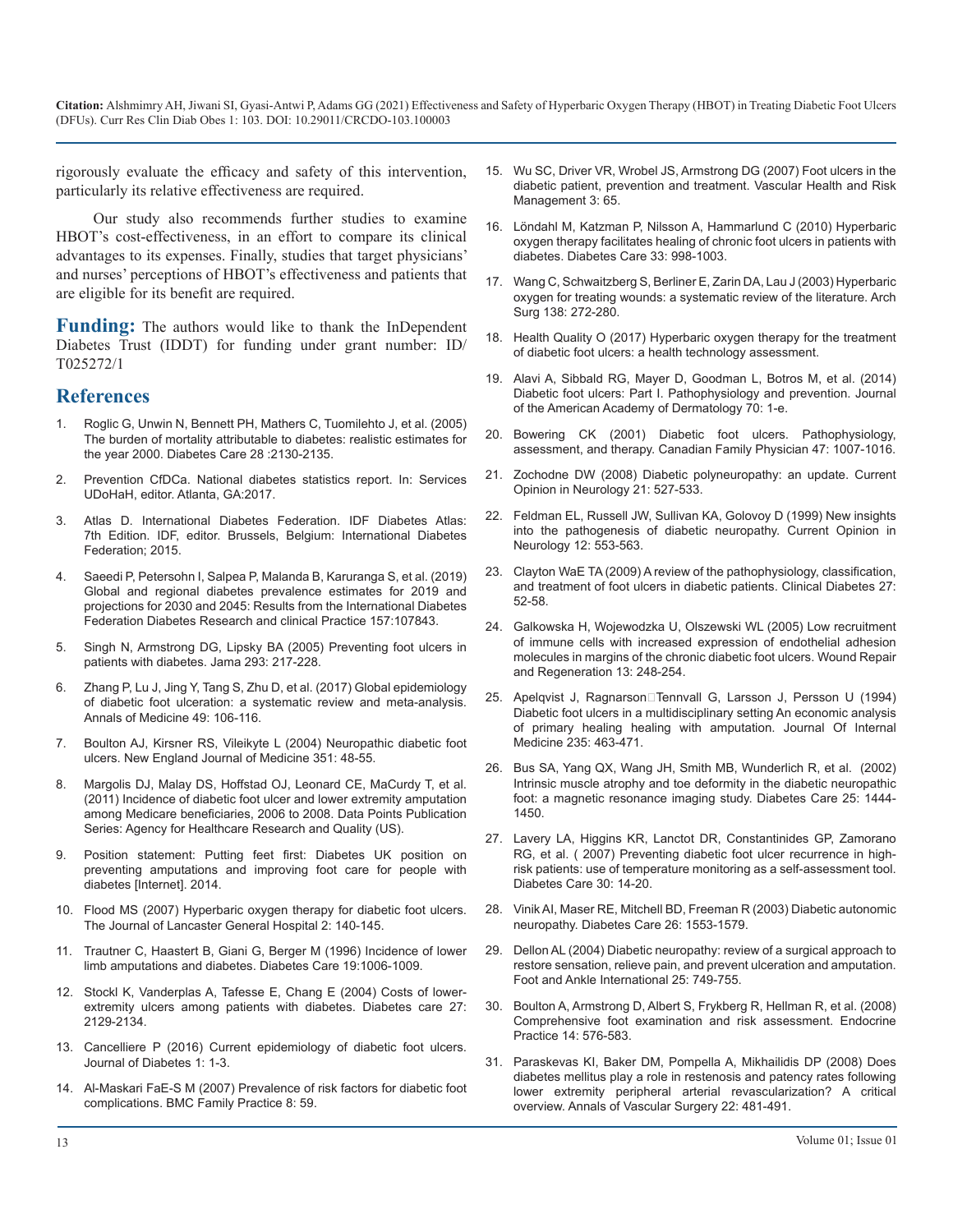rigorously evaluate the efficacy and safety of this intervention, particularly its relative effectiveness are required.

Our study also recommends further studies to examine HBOT's cost-effectiveness, in an effort to compare its clinical advantages to its expenses. Finally, studies that target physicians' and nurses' perceptions of HBOT's effectiveness and patients that are eligible for its benefit are required.

**Funding:** The authors would like to thank the InDependent Diabetes Trust (IDDT) for funding under grant number: ID/T025272/1

## References

1. Roglic G, Unwin N, Bennett PH, Mathers C, Tuomilehto J, et al. (2005) The burden of mortality attributable to diabetes: realistic estimates for the year 2000. Diabetes Care 28 :2130-2135.
2. Prevention CfDCa. National diabetes statistics report. In: Services UDoHaH, editor. Atlanta, GA:2017.
3. Atlas D. International Diabetes Federation. IDF Diabetes Atlas: 7th Edition. IDF, editor. Brussels, Belgium: International Diabetes Federation; 2015.
4. Saeedi P, Petersohn I, Salpea P, Malanda B, Karuranga S, et al. (2019) Global and regional diabetes prevalence estimates for 2019 and projections for 2030 and 2045: Results from the International Diabetes Federation Diabetes Research and clinical Practice 157:107843.
5. Singh N, Armstrong DG, Lipsky BA (2005) Preventing foot ulcers in patients with diabetes. Jama 293: 217-228.
6. Zhang P, Lu J, Jing Y, Tang S, Zhu D, et al. (2017) Global epidemiology of diabetic foot ulceration: a systematic review and meta-analysis. Annals of Medicine 49: 106-116.
7. Boulton AJ, Kirsner RS, Vileikyte L (2004) Neuropathic diabetic foot ulcers. New England Journal of Medicine 351: 48-55.
8. Margolis DJ, Malay DS, Hoffstad OJ, Leonard CE, MaCurdy T, et al. (2011) Incidence of diabetic foot ulcer and lower extremity amputation among Medicare beneficiaries, 2006 to 2008. Data Points Publication Series: Agency for Healthcare Research and Quality (US).
9. Position statement: Putting feet first: Diabetes UK position on preventing amputations and improving foot care for people with diabetes [Internet]. 2014.
10. Flood MS (2007) Hyperbaric oxygen therapy for diabetic foot ulcers. The Journal of Lancaster General Hospital 2: 140-145.
11. Trautner C, Haastert B, Giani G, Berger M (1996) Incidence of lower limb amputations and diabetes. Diabetes Care 19:1006-1009.
12. Stockl K, Vanderplas A, Tafesse E, Chang E (2004) Costs of lower-extremity ulcers among patients with diabetes. Diabetes care 27: 2129-2134.
13. Cancelliere P (2016) Current epidemiology of diabetic foot ulcers. Journal of Diabetes 1: 1-3.
14. Al-Maskari FaE-S M (2007) Prevalence of risk factors for diabetic foot complications. BMC Family Practice 8: 59.
15. Wu SC, Driver VR, Wrobel JS, Armstrong DG (2007) Foot ulcers in the diabetic patient, prevention and treatment. Vascular Health and Risk Management 3: 65.
16. Löndahl M, Katzman P, Nilsson A, Hammarlund C (2010) Hyperbaric oxygen therapy facilitates healing of chronic foot ulcers in patients with diabetes. Diabetes Care 33: 998-1003.
17. Wang C, Schwaitzberg S, Berliner E, Zarin DA, Lau J (2003) Hyperbaric oxygen for treating wounds: a systematic review of the literature. Arch Surg 138: 272-280.
18. Health Quality O (2017) Hyperbaric oxygen therapy for the treatment of diabetic foot ulcers: a health technology assessment.
19. Alavi A, Sibbald RG, Mayer D, Goodman L, Botros M, et al. (2014) Diabetic foot ulcers: Part I. Pathophysiology and prevention. Journal of the American Academy of Dermatology 70: 1-e.
20. Bowering CK (2001) Diabetic foot ulcers. Pathophysiology, assessment, and therapy. Canadian Family Physician 47: 1007-1016.
21. Zochodne DW (2008) Diabetic polyneuropathy: an update. Current Opinion in Neurology 21: 527-533.
22. Feldman EL, Russell JW, Sullivan KA, Golovoy D (1999) New insights into the pathogenesis of diabetic neuropathy. Current Opinion in Neurology 12: 553-563.
23. Clayton WaE TA (2009) A review of the pathophysiology, classification, and treatment of foot ulcers in diabetic patients. Clinical Diabetes 27: 52-58.
24. Galkowska H, Wojewodzka U, Olszewski WL (2005) Low recruitment of immune cells with increased expression of endothelial adhesion molecules in margins of the chronic diabetic foot ulcers. Wound Repair and Regeneration 13: 248-254.
25. Apelqvist J, Ragnarson Tennvall G, Larsson J, Persson U (1994) Diabetic foot ulcers in a multidisciplinary setting An economic analysis of primary healing healing with amputation. Journal Of Internal Medicine 235: 463-471.
26. Bus SA, Yang QX, Wang JH, Smith MB, Wunderlich R, et al. (2002) Intrinsic muscle atrophy and toe deformity in the diabetic neuropathic foot: a magnetic resonance imaging study. Diabetes Care 25: 1444-1450.
27. Lavery LA, Higgins KR, Lanctot DR, Constantinides GP, Zamorano RG, et al. ( 2007) Preventing diabetic foot ulcer recurrence in high-risk patients: use of temperature monitoring as a self-assessment tool. Diabetes Care 30: 14-20.
28. Vinik AI, Maser RE, Mitchell BD, Freeman R (2003) Diabetic autonomic neuropathy. Diabetes Care 26: 1553-1579.
29. Dellon AL (2004) Diabetic neuropathy: review of a surgical approach to restore sensation, relieve pain, and prevent ulceration and amputation. Foot and Ankle International 25: 749-755.
30. Boulton A, Armstrong D, Albert S, Frykberg R, Hellman R, et al. (2008) Comprehensive foot examination and risk assessment. Endocrine Practice 14: 576-583.
31. Paraskevas KI, Baker DM, Pompella A, Mikhailidis DP (2008) Does diabetes mellitus play a role in restenosis and patency rates following lower extremity peripheral arterial revascularization? A critical overview. Annals of Vascular Surgery 22: 481-491.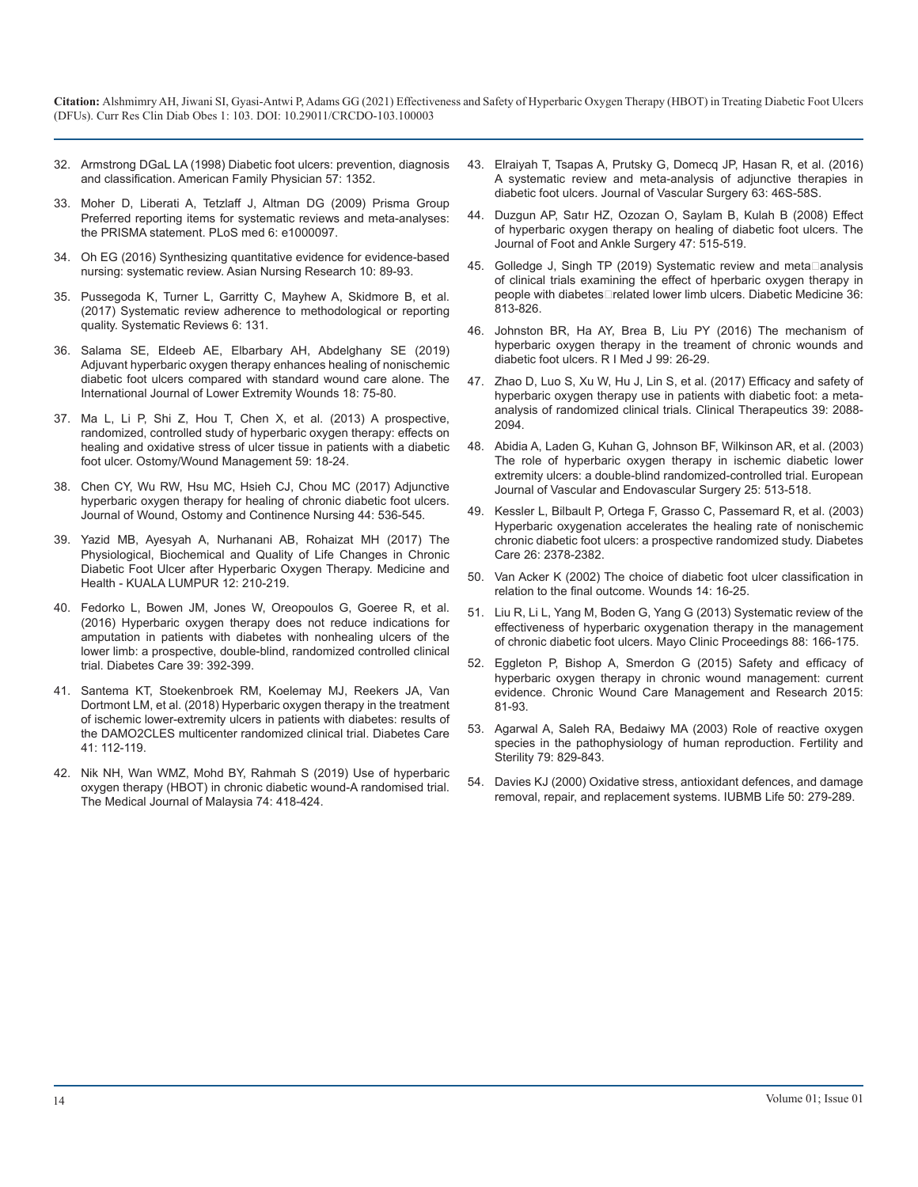32. Armstrong DGaL LA (1998) Diabetic foot ulcers: prevention, diagnosis and classification. American Family Physician 57: 1352.
33. Moher D, Liberati A, Tetzlaff J, Altman DG (2009) Prisma Group Preferred reporting items for systematic reviews and meta-analyses: the PRISMA statement. PLoS med 6: e1000097.
34. Oh EG (2016) Synthesizing quantitative evidence for evidence-based nursing: systematic review. Asian Nursing Research 10: 89-93.
35. Pussegoda K, Turner L, Garritty C, Mayhew A, Skidmore B, et al. (2017) Systematic review adherence to methodological or reporting quality. Systematic Reviews 6: 131.
36. Salama SE, Eldeeb AE, Elbarbary AH, Abdelghany SE (2019) Adjuvant hyperbaric oxygen therapy enhances healing of nonischemic diabetic foot ulcers compared with standard wound care alone. The International Journal of Lower Extremity Wounds 18: 75-80.
37. Ma L, Li P, Shi Z, Hou T, Chen X, et al. (2013) A prospective, randomized, controlled study of hyperbaric oxygen therapy: effects on healing and oxidative stress of ulcer tissue in patients with a diabetic foot ulcer. Ostomy/Wound Management 59: 18-24.
38. Chen CY, Wu RW, Hsu MC, Hsieh CJ, Chou MC (2017) Adjunctive hyperbaric oxygen therapy for healing of chronic diabetic foot ulcers. Journal of Wound, Ostomy and Continence Nursing 44: 536-545.
39. Yazid MB, Ayesyah A, Nurhanani AB, Rohaizat MH (2017) The Physiological, Biochemical and Quality of Life Changes in Chronic Diabetic Foot Ulcer after Hyperbaric Oxygen Therapy. Medicine and Health - KUALA LUMPUR 12: 210-219.
40. Fedorko L, Bowen JM, Jones W, Oreopoulos G, Goeree R, et al. (2016) Hyperbaric oxygen therapy does not reduce indications for amputation in patients with diabetes with nonhealing ulcers of the lower limb: a prospective, double-blind, randomized controlled clinical trial. Diabetes Care 39: 392-399.
41. Santema KT, Stoekenbroek RM, Koelemay MJ, Reekers JA, Van Dortmont LM, et al. (2018) Hyperbaric oxygen therapy in the treatment of ischemic lower-extremity ulcers in patients with diabetes: results of the DAMO2CLES multicenter randomized clinical trial. Diabetes Care 41: 112-119.
42. Nik NH, Wan WMZ, Mohd BY, Rahmah S (2019) Use of hyperbaric oxygen therapy (HBOT) in chronic diabetic wound-A randomised trial. The Medical Journal of Malaysia 74: 418-424.
43. Elraiyah T, Tsapas A, Prutsky G, Domecq JP, Hasan R, et al. (2016) A systematic review and meta-analysis of adjunctive therapies in diabetic foot ulcers. Journal of Vascular Surgery 63: 46S-58S.
44. Duzgun AP, Satır HZ, Ozozan O, Saylam B, Kulah B (2008) Effect of hyperbaric oxygen therapy on healing of diabetic foot ulcers. The Journal of Foot and Ankle Surgery 47: 515-519.
45. Golledge J, Singh TP (2019) Systematic review and meta□analysis of clinical trials examining the effect of hperbaric oxygen therapy in people with diabetes□related lower limb ulcers. Diabetic Medicine 36: 813-826.
46. Johnston BR, Ha AY, Brea B, Liu PY (2016) The mechanism of hyperbaric oxygen therapy in the treament of chronic wounds and diabetic foot ulcers. R I Med J 99: 26-29.
47. Zhao D, Luo S, Xu W, Hu J, Lin S, et al. (2017) Efficacy and safety of hyperbaric oxygen therapy use in patients with diabetic foot: a meta-analysis of randomized clinical trials. Clinical Therapeutics 39: 2088-2094.
48. Abidia A, Laden G, Kuhan G, Johnson BF, Wilkinson AR, et al. (2003) The role of hyperbaric oxygen therapy in ischemic diabetic lower extremity ulcers: a double-blind randomized-controlled trial. European Journal of Vascular and Endovascular Surgery 25: 513-518.
49. Kessler L, Bilbault P, Ortega F, Grasso C, Passemard R, et al. (2003) Hyperbaric oxygenation accelerates the healing rate of nonischemic chronic diabetic foot ulcers: a prospective randomized study. Diabetes Care 26: 2378-2382.
50. Van Acker K (2002) The choice of diabetic foot ulcer classification in relation to the final outcome. Wounds 14: 16-25.
51. Liu R, Li L, Yang M, Boden G, Yang G (2013) Systematic review of the effectiveness of hyperbaric oxygenation therapy in the management of chronic diabetic foot ulcers. Mayo Clinic Proceedings 88: 166-175.
52. Eggleton P, Bishop A, Smerdon G (2015) Safety and efficacy of hyperbaric oxygen therapy in chronic wound management: current evidence. Chronic Wound Care Management and Research 2015: 81-93.
53. Agarwal A, Saleh RA, Bedaiwy MA (2003) Role of reactive oxygen species in the pathophysiology of human reproduction. Fertility and Sterility 79: 829-843.
54. Davies KJ (2000) Oxidative stress, antioxidant defences, and damage removal, repair, and replacement systems. IUBMB Life 50: 279-289.